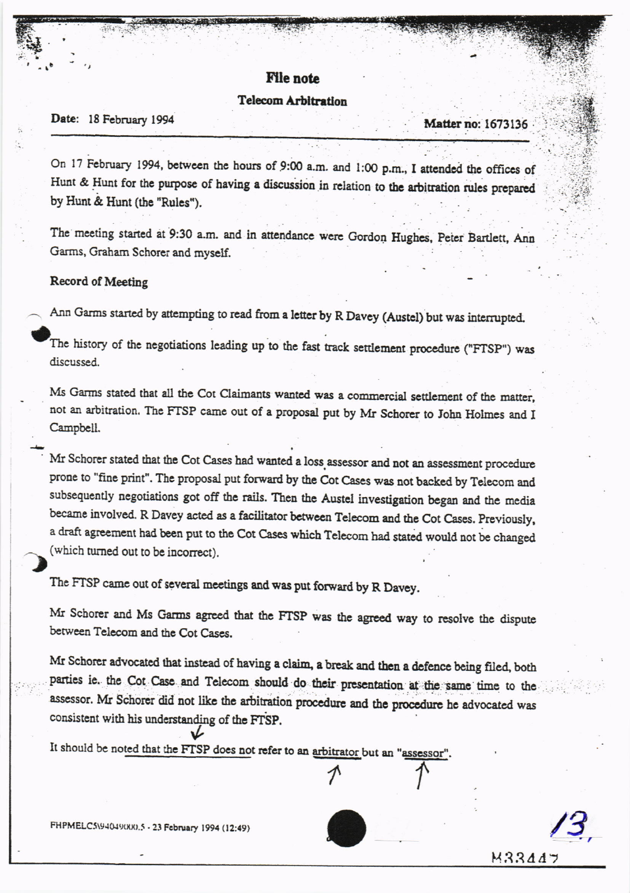# File note

## Telecom Arbitration

**Date:** 18 February 1994 **Matter no:** 1673136

---

On 17 February 1994, between the hours of 9:00 a.m. and 1:00 p.m., I attended the offices of Hunt & Hunt for the purpose of having a discussion in relation to the arbitration rules prepared by Hunt & Hunt (the "Rules").

The meeting started at 9:30 a.m. and in attendance were Gordon Hughes, Peter Bartlett, Ann Garms, Graham Schorer and myself.

**Record of Meeting**

Ann Garms started by attempting to read from a letter by R Davey (Austel) but was interrupted.

The history of the negotiations leading up to the fast track settlement procedure ("FTSP") was discussed.

Ms Garms stated that all the Cot Claimants wanted was a commercial settlement of the matter, not an arbitration. The FTSP came out of a proposal put by Mr Schorer to John Holmes and I Campbell.

Mr Schorer stated that the Cot Cases had wanted a loss assessor and not an assessment procedure prone to "fine print". The proposal put forward by the Cot Cases was not backed by Telecom and subsequently negotiations got off the rails. Then the Austel investigation began and the media became involved. R Davey acted as a facilitator between Telecom and the Cot Cases. Previously, a draft agreement had been put to the Cot Cases which Telecom had stated would not be changed (which turned out to be incorrect).

The FTSP came out of several meetings and was put forward by R Davey.

Mr Schorer and Ms Garms agreed that the FTSP was the agreed way to resolve the dispute between Telecom and the Cot Cases.

Mr Schorer advocated that instead of having a claim, a break and then a defence being filed, both parties ie. the Cot Case and Telecom should do their presentation at the same time to the assessor. Mr Schorer did not like the arbitration procedure and the procedure he advocated was consistent with his understanding of the FTSP.

It should be noted that the FTSP does not refer to an arbitrator but an "assessor".

FHPMELC5\94049000.5 - 23 February 1994 (12:49)

M33447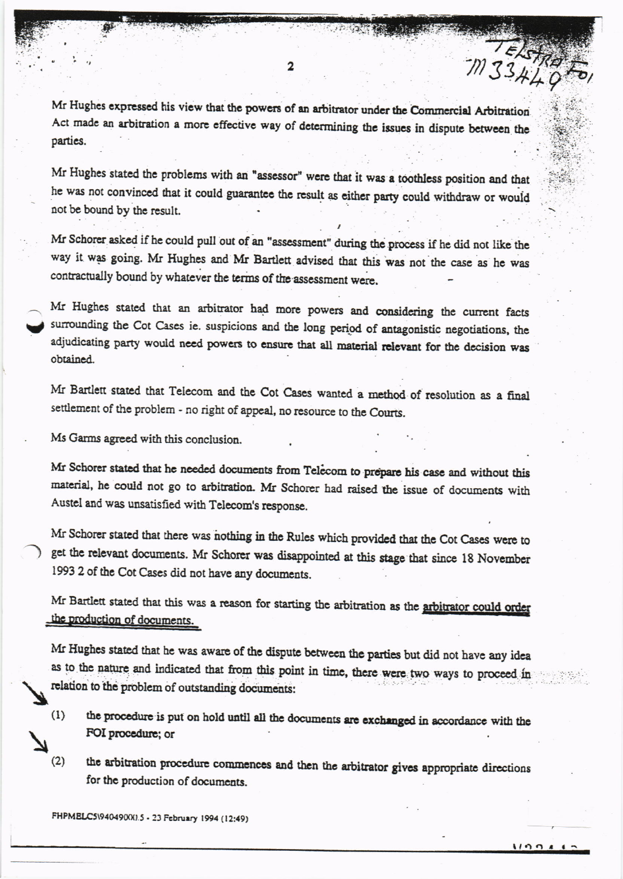TELSTRA FOI M33449

Mr Hughes expressed his view that the powers of an arbitrator under the Commercial Arbitration Act made an arbitration a more effective way of determining the issues in dispute between the parties.

Mr Hughes stated the problems with an "assessor" were that it was a toothless position and that he was not convinced that it could guarantee the result as either party could withdraw or would not be bound by the result.

Mr Schorer asked if he could pull out of an "assessment" during the process if he did not like the way it was going. Mr Hughes and Mr Bartlett advised that this was not the case as he was contractually bound by whatever the terms of the assessment were.

Mr Hughes stated that an arbitrator had more powers and considering the current facts surrounding the Cot Cases ie. suspicions and the long period of antagonistic negotiations, the adjudicating party would need powers to ensure that all material relevant for the decision was obtained.

Mr Bartlett stated that Telecom and the Cot Cases wanted a method of resolution as a final settlement of the problem - no right of appeal, no resource to the Courts.

Ms Garms agreed with this conclusion.

Mr Schorer stated that he needed documents from Telecom to prepare his case and without this material, he could not go to arbitration. Mr Schorer had raised the issue of documents with Austel and was unsatisfied with Telecom's response.

Mr Schorer stated that there was nothing in the Rules which provided that the Cot Cases were to get the relevant documents. Mr Schorer was disappointed at this stage that since 18 November 1993 2 of the Cot Cases did not have any documents.

Mr Bartlett stated that this was a reason for starting the arbitration as the arbitrator could order the production of documents.

Mr Hughes stated that he was aware of the dispute between the parties but did not have any idea as to the nature and indicated that from this point in time, there were two ways to proceed in relation to the problem of outstanding documents:

(1) the procedure is put on hold until all the documents are exchanged in accordance with the FOI procedure; or

(2) the arbitration procedure commences and then the arbitrator gives appropriate directions for the production of documents.

FHPMELC5\94049000.5 - 23 February 1994 (12:49)